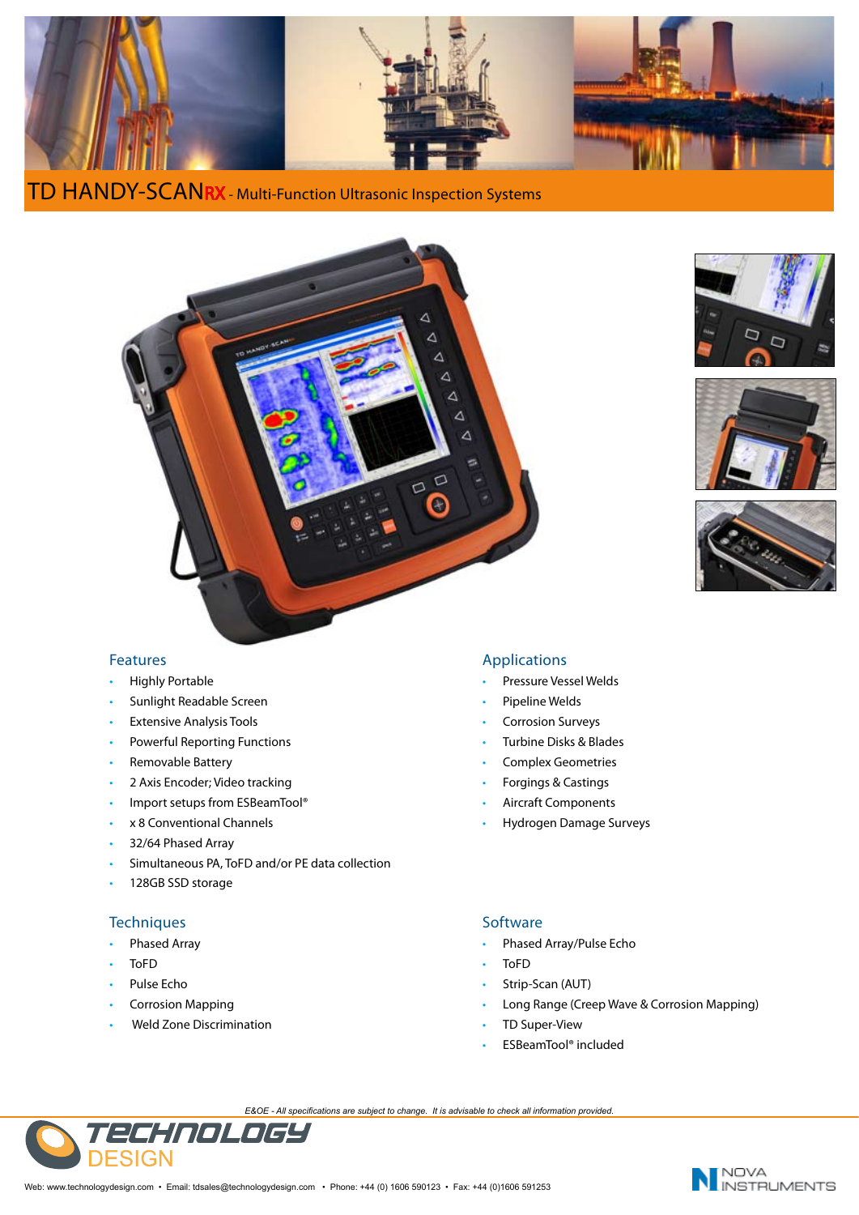# TD HANDY-SCANRX - Multi-Function Ultrasonic Inspection Systems

## Features

- Highly Portable
- Sunlight Readable Screen
- Extensive Analysis Tools
- Powerful Reporting Functions
- Removable Battery
- 2 Axis Encoder; Video tracking
- Import setups from ESBeamTool®
- x 8 Conventional Channels
- 32/64 Phased Array
- Simultaneous PA, ToFD and/or PE data collection
- 128GB SSD storage

## Applications

- Pressure Vessel Welds
- Pipeline Welds
- Corrosion Surveys
- Turbine Disks & Blades
- Complex Geometries
- Forgings & Castings
- Aircraft Components
- Hydrogen Damage Surveys

## Techniques

- Phased Array
- ToFD
- Pulse Echo
- Corrosion Mapping
- Weld Zone Discrimination

## Software

- Phased Array/Pulse Echo
- ToFD
- Strip-Scan (AUT)
- Long Range (Creep Wave & Corrosion Mapping)
- TD Super-View
- ESBeamTool® included

*E&OE - All specifications are subject to change. It is advisable to check all information provided.*

TECHNOLOGY DESIGN

Web: www.technologydesign.com • Email: tdsales@technologydesign.com • Phone: +44 (0) 1606 590123 • Fax: +44 (0)1606 591253

NOVA INSTRUMENTS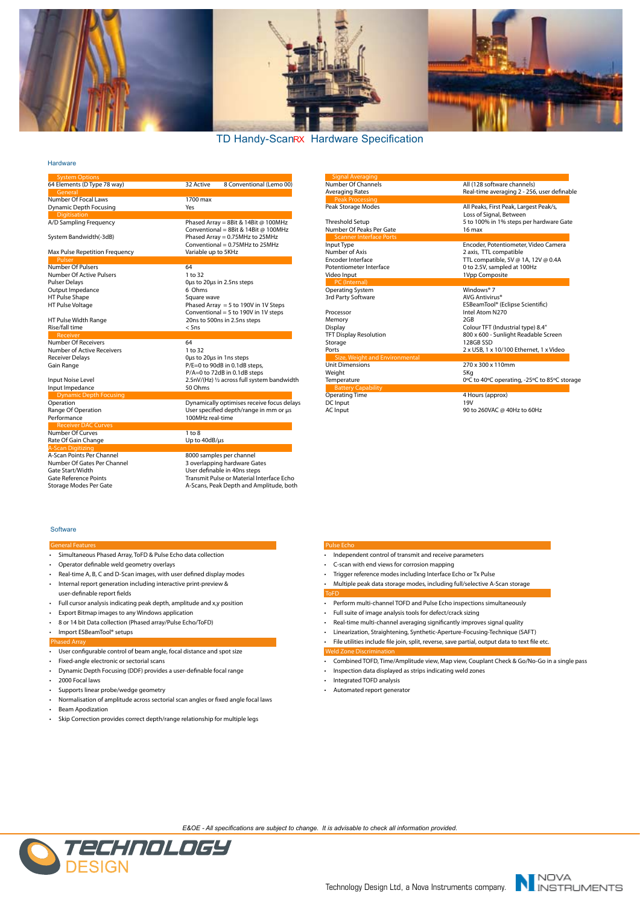# TD Handy-ScanRX Hardware Specification

## Hardware

| | |
|---|---|
| **System Options** | |
| 64 Elements (D Type 78 way) | 32 Active 8 Conventional (Lemo 00) |
| **General** | |
| Number Of Focal Laws | 1700 max |
| Dynamic Depth Focusing | Yes |
| **Digitisation** | |
| A/D Sampling Frequency | Phased Array = 8Bit & 14Bit @ 100MHz<br>Conventional = 8Bit & 14Bit @ 100MHz |
| System Bandwidth(-3dB) | Phased Array = 0.75MHz to 25MHz<br>Conventional = 0.75MHz to 25MHz |
| Max Pulse Repetition Frequency | Variable up to 5KHz |
| **Pulser** | |
| Number Of Pulsers | 64 |
| Number Of Active Pulsers | 1 to 32 |
| Pulser Delays | 0µs to 20µs in 2.5ns steps |
| Output Impedance | 6 Ohms |
| HT Pulse Shape | Square wave |
| HT Pulse Voltage | Phased Array = 5 to 190V in 1V Steps<br>Conventional = 5 to 190V in 1V steps |
| HT Pulse Width Range | 20ns to 500ns in 2.5ns steps |
| Rise/fall time | < 5ns |
| **Receiver** | |
| Number Of Receivers | 64 |
| Number of Active Receivers | 1 to 32 |
| Receiver Delays | 0µs to 20µs in 1ns steps |
| Gain Range | P/E=0 to 90dB in 0.1dB steps,<br>P/A=0 to 72dB in 0.1dB steps |
| Input Noise Level | 2.5nV/(Hz) ½ across full system bandwidth |
| Input Impedance | 50 Ohms |
| **Dynamic Depth Focusing** | |
| Operation | Dynamically optimises receive focus delays |
| Range Of Operation | User specified depth/range in mm or µs |
| Performance | 100MHz real-time |
| **Receiver DAC Curves** | |
| Number Of Curves | 1 to 8 |
| Rate Of Gain Change | Up to 40dB/µs |
| **A-Scan Digitizing** | |
| A-Scan Points Per Channel | 8000 samples per channel |
| Number Of Gates Per Channel | 3 overlapping hardware Gates |
| Gate Start/Width | User definable in 40ns steps |
| Gate Reference Points | Transmit Pulse or Material Interface Echo |
| Storage Modes Per Gate | A-Scans, Peak Depth and Amplitude, both |

| | |
|---|---|
| **Signal Averaging** | |
| Number Of Channels | All (128 software channels) |
| Averaging Rates | Real-time averaging 2 - 256, user definable |
| **Peak Processing** | |
| Peak Storage Modes | All Peaks, First Peak, Largest Peak/s, Loss of Signal, Between |
| Threshold Setup | 5 to 100% in 1% steps per hardware Gate |
| Number Of Peaks Per Gate | 16 max |
| **Scanner Interface Ports** | |
| Input Type | Encoder, Potentiometer, Video Camera |
| Number of Axis | 2 axis, TTL compatible |
| Encoder Interface | TTL compatible, 5V @ 1A, 12V @ 0.4A |
| Potentiometer Interface | 0 to 2.5V, sampled at 100Hz |
| Video Input | 1Vpp Composite |
| **PC (Internal)** | |
| Operating System | Windows® 7 |
| 3rd Party Software | AVG Antivirus®<br>ESBeamTool® (Eclipse Scientific) |
| Processor | Intel Atom N270 |
| Memory | 2GB |
| Display | Colour TFT (Industrial type) 8.4" |
| TFT Display Resolution | 800 x 600 - Sunlight Readable Screen |
| Storage | 128GB SSD |
| Ports | 2 x USB, 1 x 10/100 Ethernet, 1 x Video |
| **Size, Weight and Environmental** | |
| Unit Dimensions | 270 x 300 x 110mm |
| Weight | 5Kg |
| Temperature | 0ºC to 40ºC operating, -25ºC to 85ºC storage |
| **Battery Capability** | |
| Operating Time | 4 Hours (approx) |
| DC Input | 19V |
| AC Input | 90 to 260VAC @ 40Hz to 60Hz |

## Software

### General Features

- Simultaneous Phased Array, ToFD & Pulse Echo data collection
- Operator definable weld geometry overlays
- Real-time A, B, C and D-Scan images, with user defined display modes
- Internal report generation including interactive print-preview & user-definable report fields
- Full cursor analysis indicating peak depth, amplitude and x,y position
- Export Bitmap images to any Windows application
- 8 or 14 bit Data collection (Phased array/Pulse Echo/ToFD)
- Import ESBeamTool® setups

### Phased Array

- User configurable control of beam angle, focal distance and spot size
- Fixed-angle electronic or sectorial scans
- Dynamic Depth Focusing (DDF) provides a user-definable focal range
- 2000 Focal laws
- Supports linear probe/wedge geometry
- Normalisation of amplitude across sectorial scan angles or fixed angle focal laws
- Beam Apodization
- Skip Correction provides correct depth/range relationship for multiple legs

### Pulse Echo

- Independent control of transmit and receive parameters
- C-scan with end views for corrosion mapping
- Trigger reference modes including Interface Echo or Tx Pulse
- Multiple peak data storage modes, including full/selective A-Scan storage

### ToFD

- Perform multi-channel TOFD and Pulse Echo inspections simultaneously
- Full suite of image analysis tools for defect/crack sizing
- Real-time multi-channel averaging significantly improves signal quality
- Linearization, Straightening, Synthetic-Aperture-Focusing-Technique (SAFT)
- File utilities include file join, split, reverse, save partial, output data to text file etc.

### Weld Zone Discrimination

- Combined TOFD, Time/Amplitude view, Map view, Couplant Check & Go/No-Go in a single pass
- Inspection data displayed as strips indicating weld zones
- Integrated TOFD analysis
- Automated report generator

*E&OE - All specifications are subject to change. It is advisable to check all information provided.*

TECHNOLOGY DESIGN

Technology Design Ltd, a Nova Instruments company. NOVA INSTRUMENTS